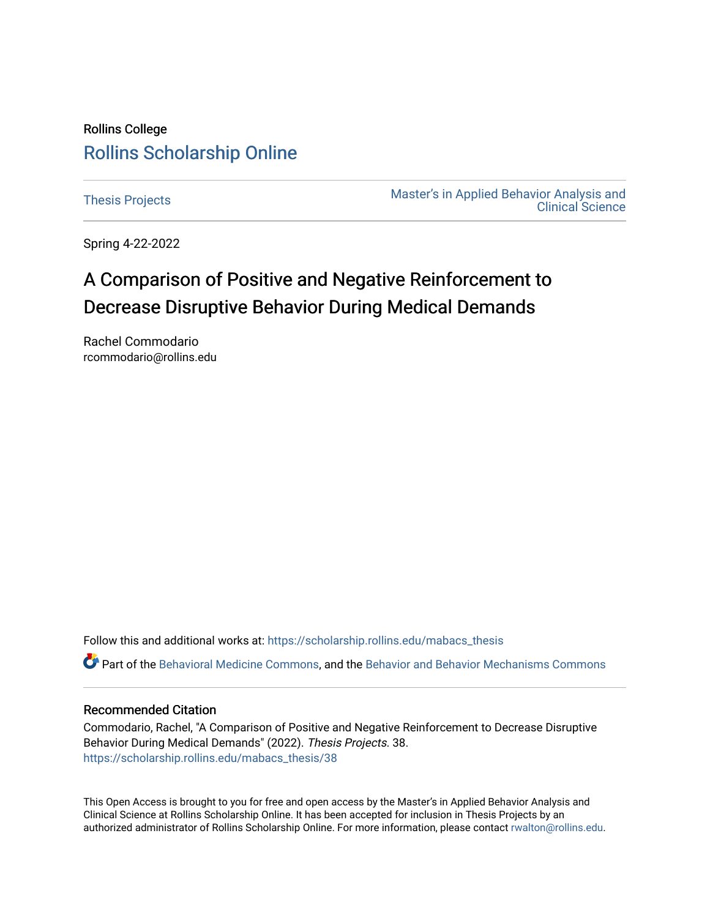Rollins College

# Rollins Scholarship Online

Thesis Projects

Master's in Applied Behavior Analysis and Clinical Science

Spring 4-22-2022

# A Comparison of Positive and Negative Reinforcement to Decrease Disruptive Behavior During Medical Demands

Rachel Commodario
rcommodario@rollins.edu

Follow this and additional works at: https://scholarship.rollins.edu/mabacs_thesis

Part of the Behavioral Medicine Commons, and the Behavior and Behavior Mechanisms Commons

## Recommended Citation

Commodario, Rachel, "A Comparison of Positive and Negative Reinforcement to Decrease Disruptive Behavior During Medical Demands" (2022). *Thesis Projects*. 38.
https://scholarship.rollins.edu/mabacs_thesis/38

This Open Access is brought to you for free and open access by the Master's in Applied Behavior Analysis and Clinical Science at Rollins Scholarship Online. It has been accepted for inclusion in Thesis Projects by an authorized administrator of Rollins Scholarship Online. For more information, please contact rwalton@rollins.edu.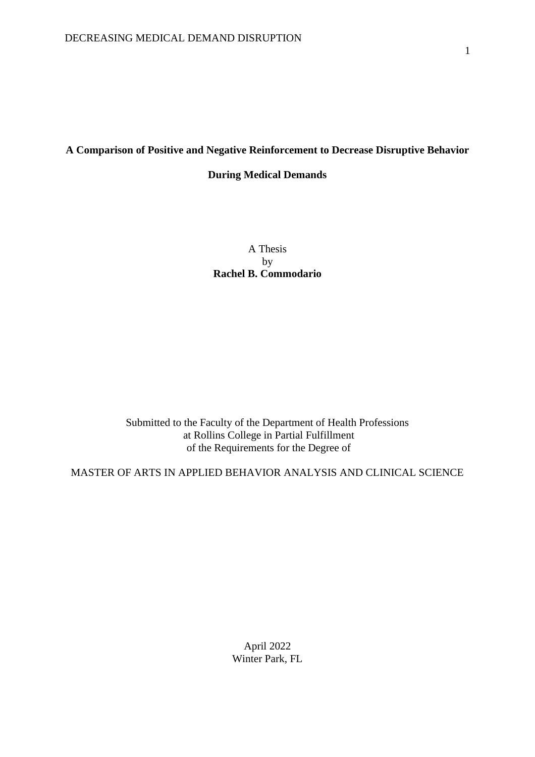**A Comparison of Positive and Negative Reinforcement to Decrease Disruptive Behavior During Medical Demands**

A Thesis
by
**Rachel B. Commodario**

Submitted to the Faculty of the Department of Health Professions
at Rollins College in Partial Fulfillment
of the Requirements for the Degree of

MASTER OF ARTS IN APPLIED BEHAVIOR ANALYSIS AND CLINICAL SCIENCE

April 2022
Winter Park, FL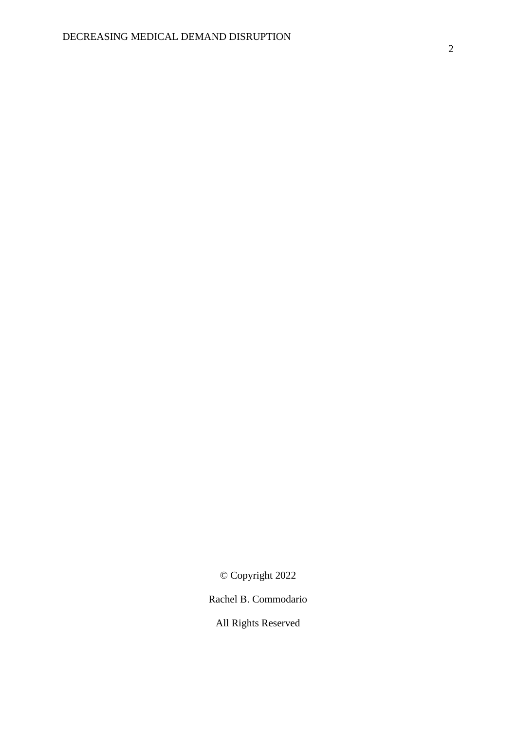© Copyright 2022

Rachel B. Commodario

All Rights Reserved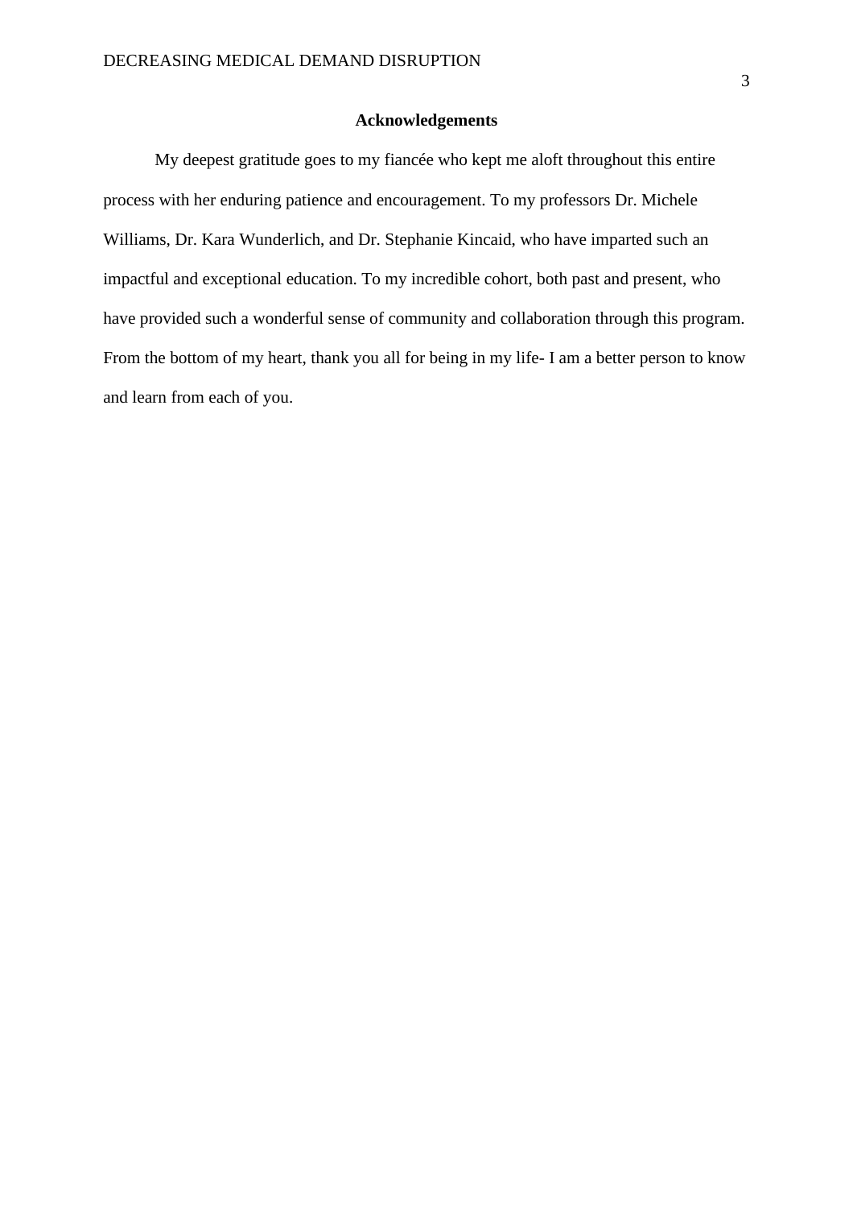## Acknowledgements

My deepest gratitude goes to my fiancée who kept me aloft throughout this entire process with her enduring patience and encouragement. To my professors Dr. Michele Williams, Dr. Kara Wunderlich, and Dr. Stephanie Kincaid, who have imparted such an impactful and exceptional education. To my incredible cohort, both past and present, who have provided such a wonderful sense of community and collaboration through this program. From the bottom of my heart, thank you all for being in my life- I am a better person to know and learn from each of you.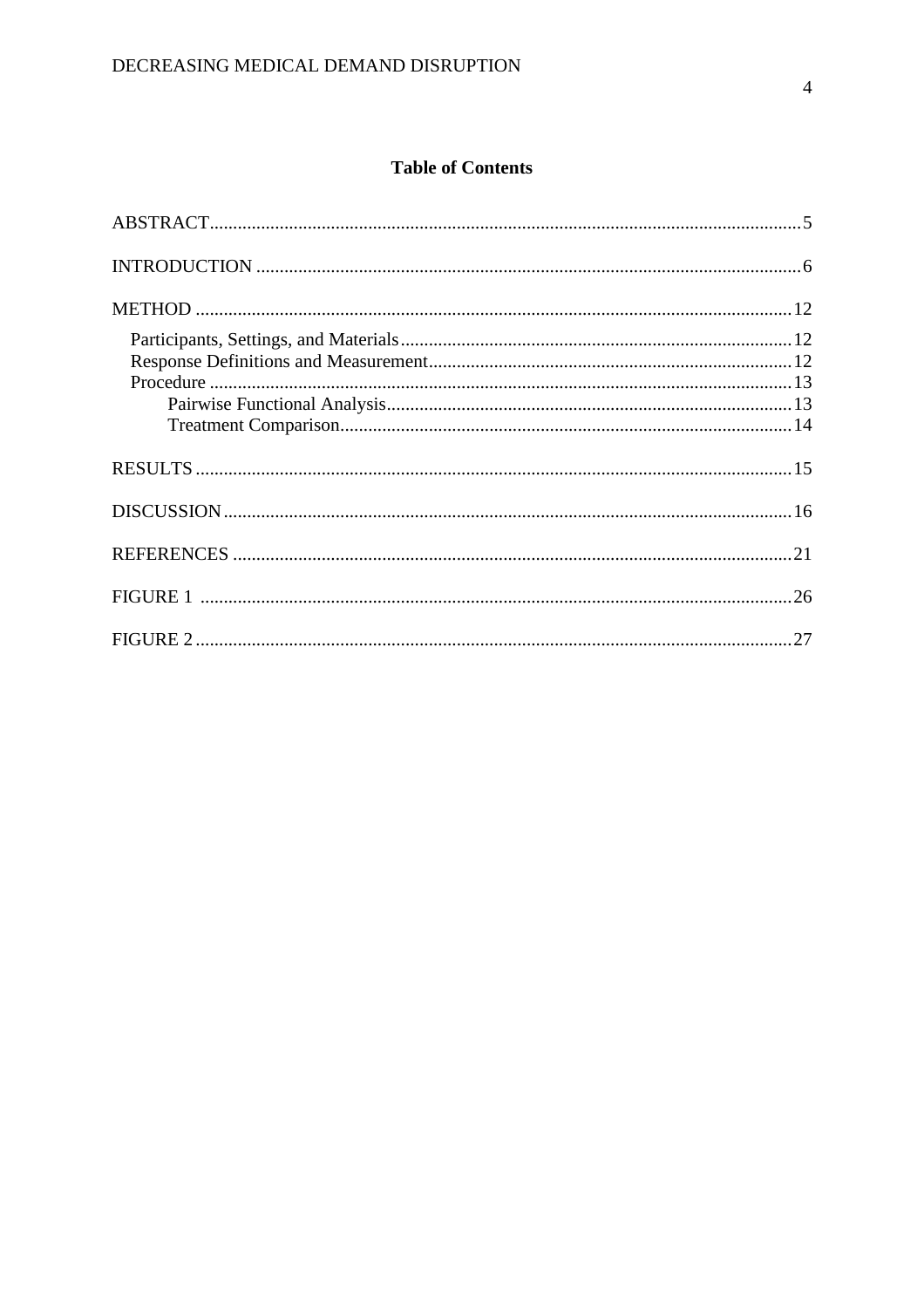## Table of Contents

ABSTRACT.....5

INTRODUCTION.....6

METHOD.....12

- Participants, Settings, and Materials.....12
- Response Definitions and Measurement.....12
- Procedure.....13
  - Pairwise Functional Analysis.....13
  - Treatment Comparison.....14

RESULTS.....15

DISCUSSION.....16

REFERENCES.....21

FIGURE 1.....26

FIGURE 2.....27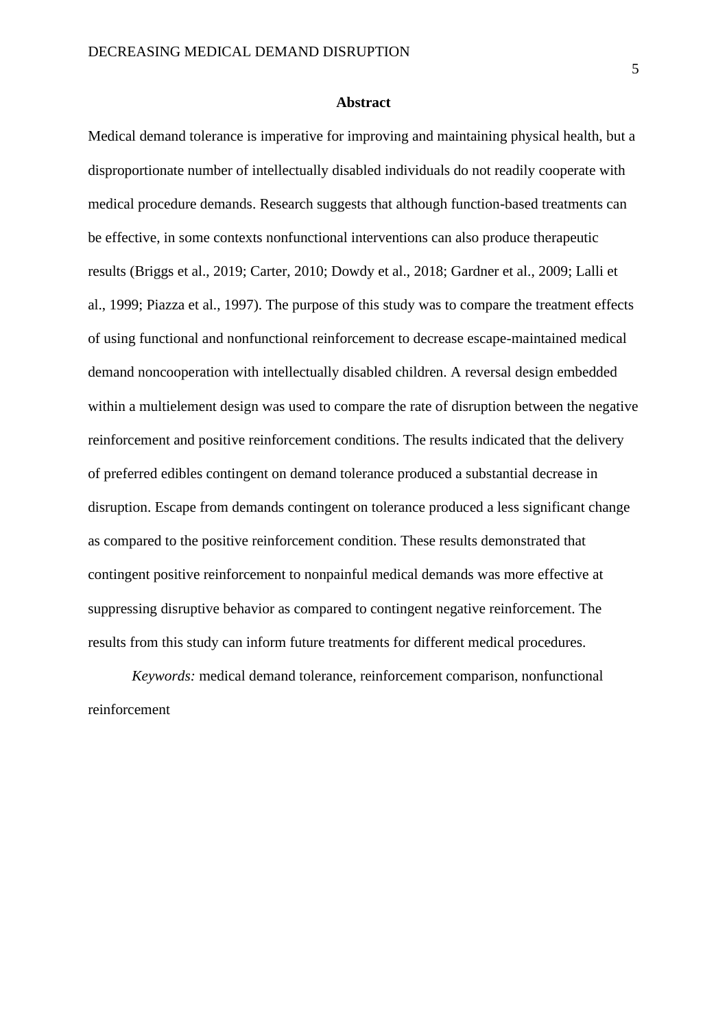## Abstract

Medical demand tolerance is imperative for improving and maintaining physical health, but a disproportionate number of intellectually disabled individuals do not readily cooperate with medical procedure demands. Research suggests that although function-based treatments can be effective, in some contexts nonfunctional interventions can also produce therapeutic results (Briggs et al., 2019; Carter, 2010; Dowdy et al., 2018; Gardner et al., 2009; Lalli et al., 1999; Piazza et al., 1997). The purpose of this study was to compare the treatment effects of using functional and nonfunctional reinforcement to decrease escape-maintained medical demand noncooperation with intellectually disabled children. A reversal design embedded within a multielement design was used to compare the rate of disruption between the negative reinforcement and positive reinforcement conditions. The results indicated that the delivery of preferred edibles contingent on demand tolerance produced a substantial decrease in disruption. Escape from demands contingent on tolerance produced a less significant change as compared to the positive reinforcement condition. These results demonstrated that contingent positive reinforcement to nonpainful medical demands was more effective at suppressing disruptive behavior as compared to contingent negative reinforcement. The results from this study can inform future treatments for different medical procedures.

*Keywords:* medical demand tolerance, reinforcement comparison, nonfunctional reinforcement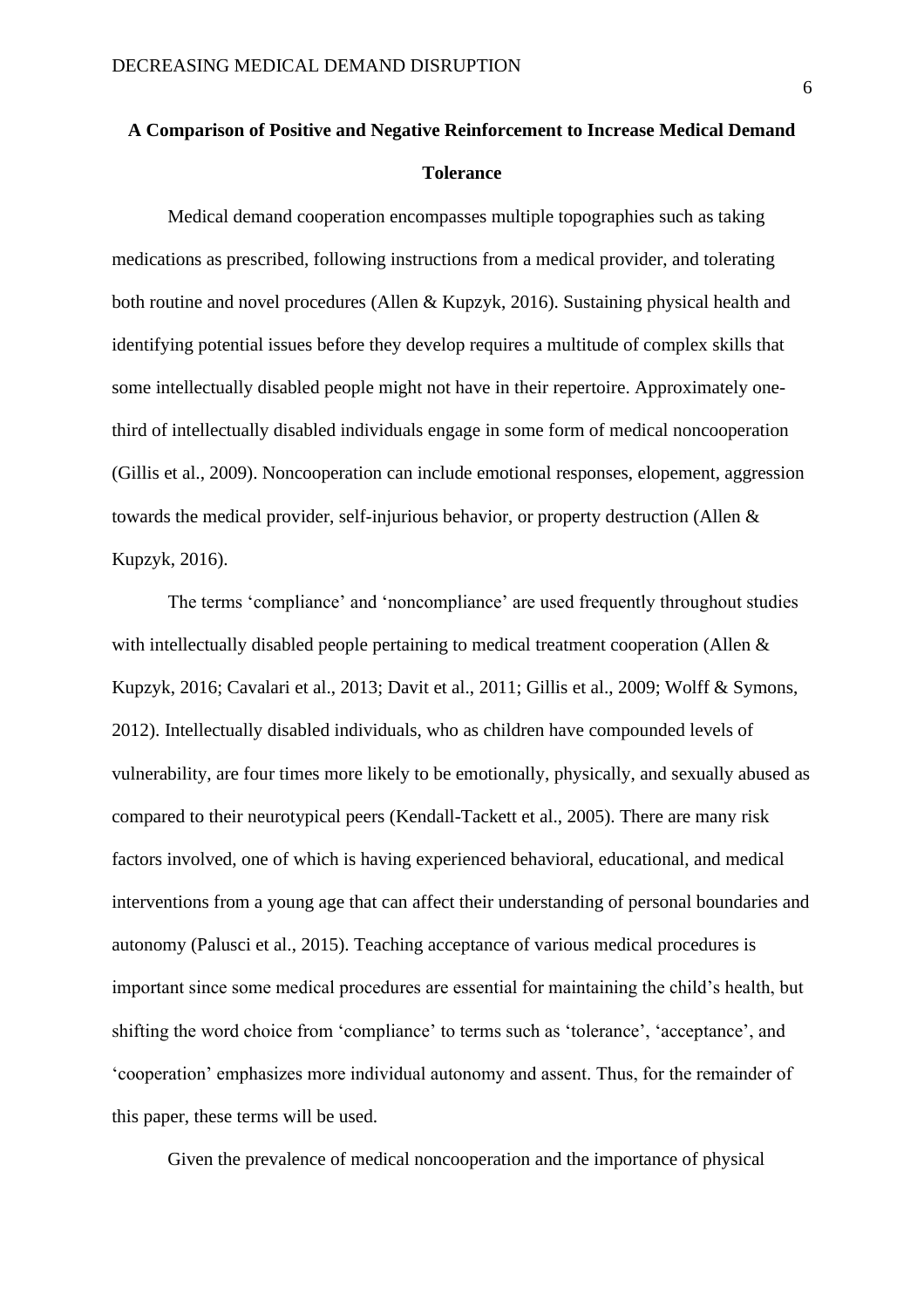**A Comparison of Positive and Negative Reinforcement to Increase Medical Demand Tolerance**

Medical demand cooperation encompasses multiple topographies such as taking medications as prescribed, following instructions from a medical provider, and tolerating both routine and novel procedures (Allen & Kupzyk, 2016). Sustaining physical health and identifying potential issues before they develop requires a multitude of complex skills that some intellectually disabled people might not have in their repertoire. Approximately one-third of intellectually disabled individuals engage in some form of medical noncooperation (Gillis et al., 2009). Noncooperation can include emotional responses, elopement, aggression towards the medical provider, self-injurious behavior, or property destruction (Allen & Kupzyk, 2016).

The terms 'compliance' and 'noncompliance' are used frequently throughout studies with intellectually disabled people pertaining to medical treatment cooperation (Allen & Kupzyk, 2016; Cavalari et al., 2013; Davit et al., 2011; Gillis et al., 2009; Wolff & Symons, 2012). Intellectually disabled individuals, who as children have compounded levels of vulnerability, are four times more likely to be emotionally, physically, and sexually abused as compared to their neurotypical peers (Kendall-Tackett et al., 2005). There are many risk factors involved, one of which is having experienced behavioral, educational, and medical interventions from a young age that can affect their understanding of personal boundaries and autonomy (Palusci et al., 2015). Teaching acceptance of various medical procedures is important since some medical procedures are essential for maintaining the child's health, but shifting the word choice from 'compliance' to terms such as 'tolerance', 'acceptance', and 'cooperation' emphasizes more individual autonomy and assent. Thus, for the remainder of this paper, these terms will be used.

Given the prevalence of medical noncooperation and the importance of physical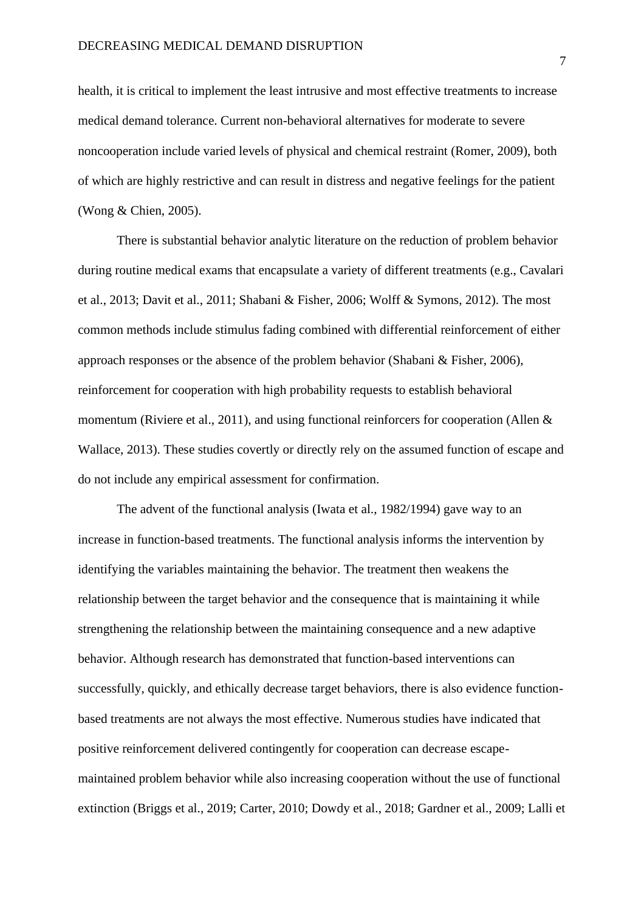health, it is critical to implement the least intrusive and most effective treatments to increase medical demand tolerance. Current non-behavioral alternatives for moderate to severe noncooperation include varied levels of physical and chemical restraint (Romer, 2009), both of which are highly restrictive and can result in distress and negative feelings for the patient (Wong & Chien, 2005).

There is substantial behavior analytic literature on the reduction of problem behavior during routine medical exams that encapsulate a variety of different treatments (e.g., Cavalari et al., 2013; Davit et al., 2011; Shabani & Fisher, 2006; Wolff & Symons, 2012). The most common methods include stimulus fading combined with differential reinforcement of either approach responses or the absence of the problem behavior (Shabani & Fisher, 2006), reinforcement for cooperation with high probability requests to establish behavioral momentum (Riviere et al., 2011), and using functional reinforcers for cooperation (Allen & Wallace, 2013). These studies covertly or directly rely on the assumed function of escape and do not include any empirical assessment for confirmation.

The advent of the functional analysis (Iwata et al., 1982/1994) gave way to an increase in function-based treatments. The functional analysis informs the intervention by identifying the variables maintaining the behavior. The treatment then weakens the relationship between the target behavior and the consequence that is maintaining it while strengthening the relationship between the maintaining consequence and a new adaptive behavior. Although research has demonstrated that function-based interventions can successfully, quickly, and ethically decrease target behaviors, there is also evidence function-based treatments are not always the most effective. Numerous studies have indicated that positive reinforcement delivered contingently for cooperation can decrease escape-maintained problem behavior while also increasing cooperation without the use of functional extinction (Briggs et al., 2019; Carter, 2010; Dowdy et al., 2018; Gardner et al., 2009; Lalli et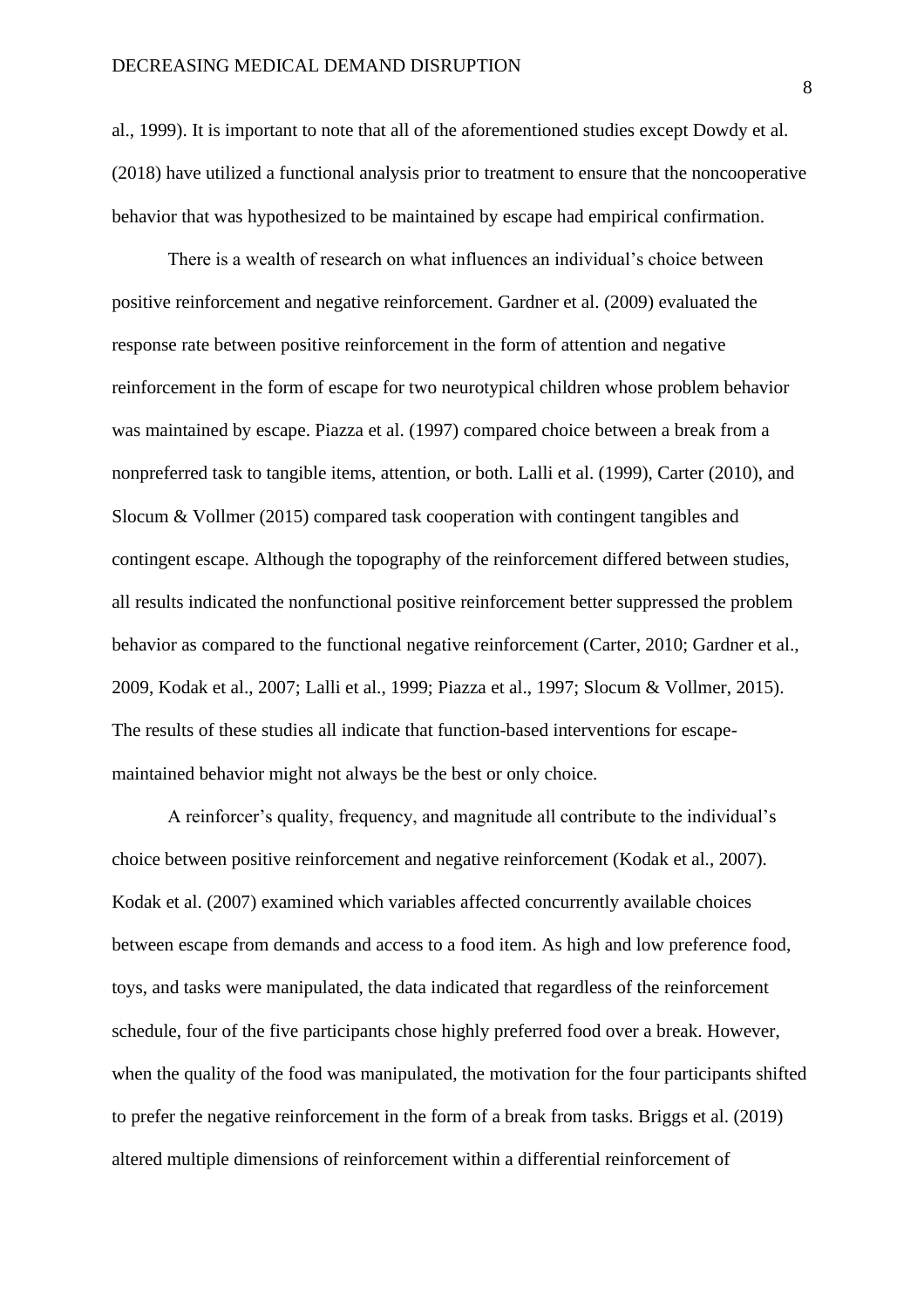al., 1999). It is important to note that all of the aforementioned studies except Dowdy et al. (2018) have utilized a functional analysis prior to treatment to ensure that the noncooperative behavior that was hypothesized to be maintained by escape had empirical confirmation.

There is a wealth of research on what influences an individual's choice between positive reinforcement and negative reinforcement. Gardner et al. (2009) evaluated the response rate between positive reinforcement in the form of attention and negative reinforcement in the form of escape for two neurotypical children whose problem behavior was maintained by escape. Piazza et al. (1997) compared choice between a break from a nonpreferred task to tangible items, attention, or both. Lalli et al. (1999), Carter (2010), and Slocum & Vollmer (2015) compared task cooperation with contingent tangibles and contingent escape. Although the topography of the reinforcement differed between studies, all results indicated the nonfunctional positive reinforcement better suppressed the problem behavior as compared to the functional negative reinforcement (Carter, 2010; Gardner et al., 2009, Kodak et al., 2007; Lalli et al., 1999; Piazza et al., 1997; Slocum & Vollmer, 2015). The results of these studies all indicate that function-based interventions for escape-maintained behavior might not always be the best or only choice.

A reinforcer's quality, frequency, and magnitude all contribute to the individual's choice between positive reinforcement and negative reinforcement (Kodak et al., 2007). Kodak et al. (2007) examined which variables affected concurrently available choices between escape from demands and access to a food item. As high and low preference food, toys, and tasks were manipulated, the data indicated that regardless of the reinforcement schedule, four of the five participants chose highly preferred food over a break. However, when the quality of the food was manipulated, the motivation for the four participants shifted to prefer the negative reinforcement in the form of a break from tasks. Briggs et al. (2019) altered multiple dimensions of reinforcement within a differential reinforcement of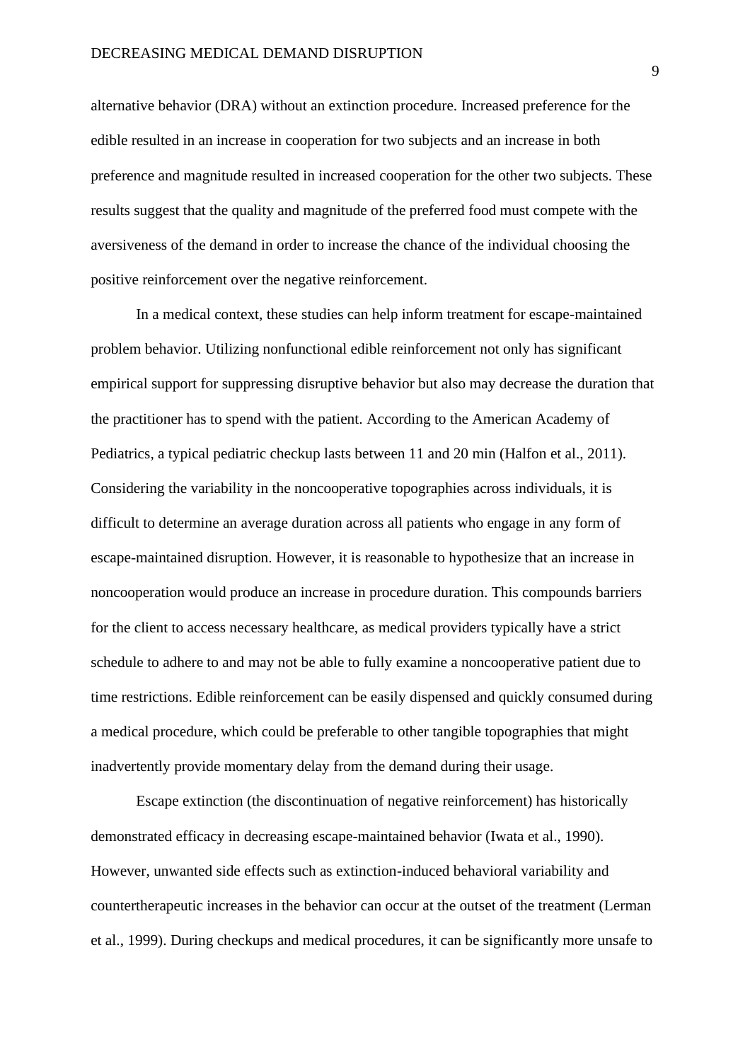alternative behavior (DRA) without an extinction procedure. Increased preference for the edible resulted in an increase in cooperation for two subjects and an increase in both preference and magnitude resulted in increased cooperation for the other two subjects. These results suggest that the quality and magnitude of the preferred food must compete with the aversiveness of the demand in order to increase the chance of the individual choosing the positive reinforcement over the negative reinforcement.

In a medical context, these studies can help inform treatment for escape-maintained problem behavior. Utilizing nonfunctional edible reinforcement not only has significant empirical support for suppressing disruptive behavior but also may decrease the duration that the practitioner has to spend with the patient. According to the American Academy of Pediatrics, a typical pediatric checkup lasts between 11 and 20 min (Halfon et al., 2011). Considering the variability in the noncooperative topographies across individuals, it is difficult to determine an average duration across all patients who engage in any form of escape-maintained disruption. However, it is reasonable to hypothesize that an increase in noncooperation would produce an increase in procedure duration. This compounds barriers for the client to access necessary healthcare, as medical providers typically have a strict schedule to adhere to and may not be able to fully examine a noncooperative patient due to time restrictions. Edible reinforcement can be easily dispensed and quickly consumed during a medical procedure, which could be preferable to other tangible topographies that might inadvertently provide momentary delay from the demand during their usage.

Escape extinction (the discontinuation of negative reinforcement) has historically demonstrated efficacy in decreasing escape-maintained behavior (Iwata et al., 1990). However, unwanted side effects such as extinction-induced behavioral variability and countertherapeutic increases in the behavior can occur at the outset of the treatment (Lerman et al., 1999). During checkups and medical procedures, it can be significantly more unsafe to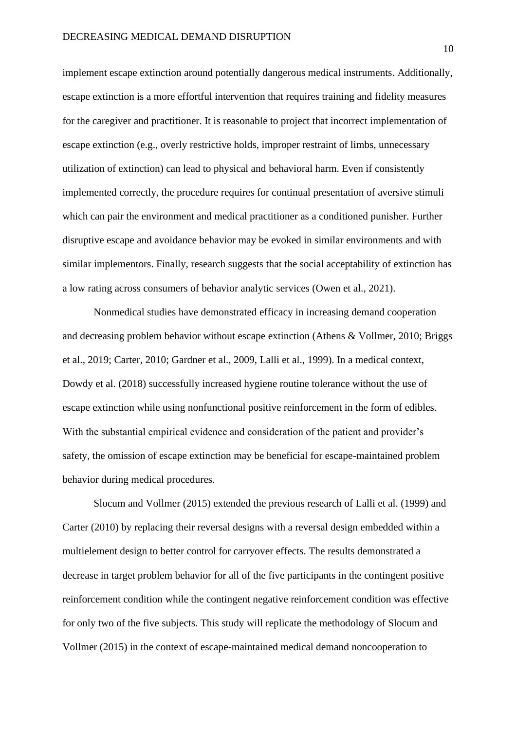implement escape extinction around potentially dangerous medical instruments. Additionally, escape extinction is a more effortful intervention that requires training and fidelity measures for the caregiver and practitioner. It is reasonable to project that incorrect implementation of escape extinction (e.g., overly restrictive holds, improper restraint of limbs, unnecessary utilization of extinction) can lead to physical and behavioral harm. Even if consistently implemented correctly, the procedure requires for continual presentation of aversive stimuli which can pair the environment and medical practitioner as a conditioned punisher. Further disruptive escape and avoidance behavior may be evoked in similar environments and with similar implementors. Finally, research suggests that the social acceptability of extinction has a low rating across consumers of behavior analytic services (Owen et al., 2021).

Nonmedical studies have demonstrated efficacy in increasing demand cooperation and decreasing problem behavior without escape extinction (Athens & Vollmer, 2010; Briggs et al., 2019; Carter, 2010; Gardner et al., 2009, Lalli et al., 1999). In a medical context, Dowdy et al. (2018) successfully increased hygiene routine tolerance without the use of escape extinction while using nonfunctional positive reinforcement in the form of edibles. With the substantial empirical evidence and consideration of the patient and provider's safety, the omission of escape extinction may be beneficial for escape-maintained problem behavior during medical procedures.

Slocum and Vollmer (2015) extended the previous research of Lalli et al. (1999) and Carter (2010) by replacing their reversal designs with a reversal design embedded within a multielement design to better control for carryover effects. The results demonstrated a decrease in target problem behavior for all of the five participants in the contingent positive reinforcement condition while the contingent negative reinforcement condition was effective for only two of the five subjects. This study will replicate the methodology of Slocum and Vollmer (2015) in the context of escape-maintained medical demand noncooperation to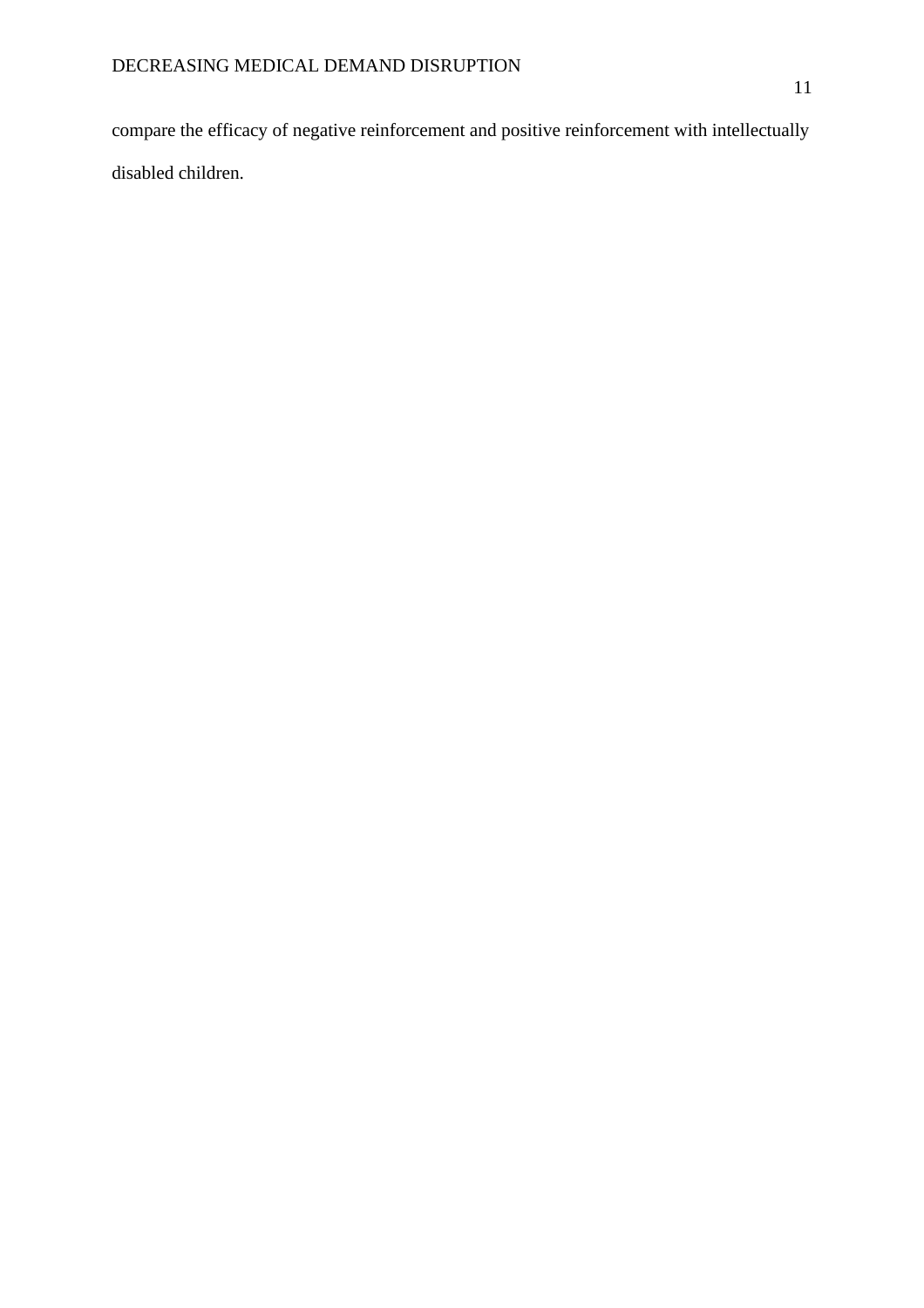compare the efficacy of negative reinforcement and positive reinforcement with intellectually disabled children.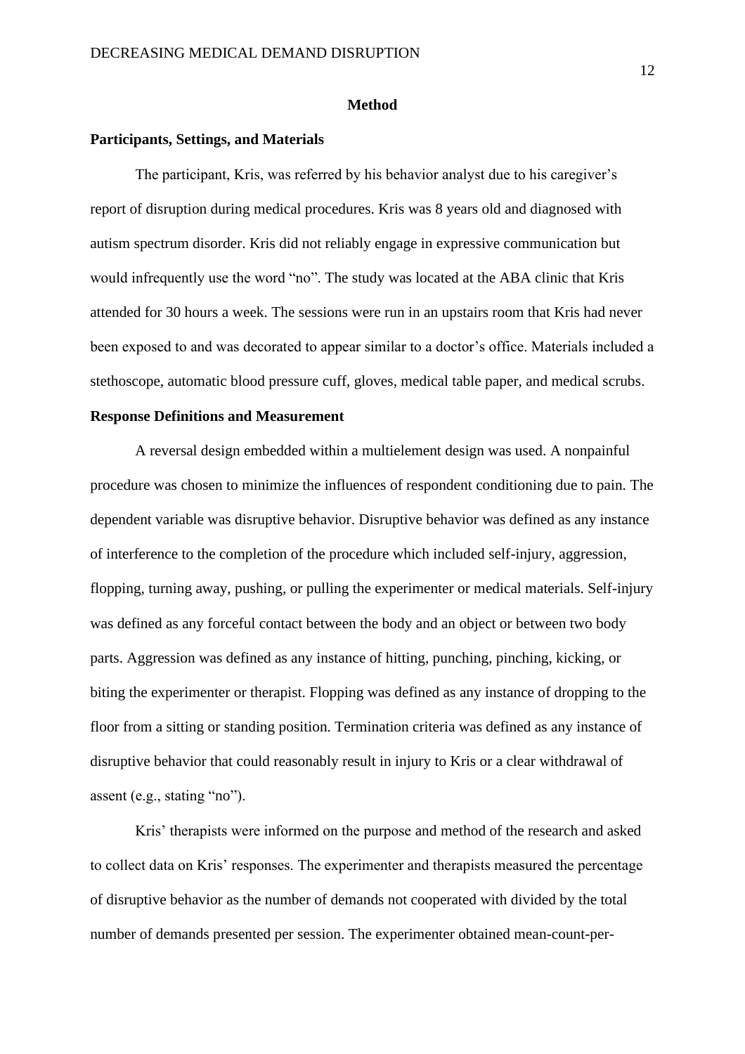## Method

### Participants, Settings, and Materials

The participant, Kris, was referred by his behavior analyst due to his caregiver's report of disruption during medical procedures. Kris was 8 years old and diagnosed with autism spectrum disorder. Kris did not reliably engage in expressive communication but would infrequently use the word "no". The study was located at the ABA clinic that Kris attended for 30 hours a week. The sessions were run in an upstairs room that Kris had never been exposed to and was decorated to appear similar to a doctor's office. Materials included a stethoscope, automatic blood pressure cuff, gloves, medical table paper, and medical scrubs.

### Response Definitions and Measurement

A reversal design embedded within a multielement design was used. A nonpainful procedure was chosen to minimize the influences of respondent conditioning due to pain. The dependent variable was disruptive behavior. Disruptive behavior was defined as any instance of interference to the completion of the procedure which included self-injury, aggression, flopping, turning away, pushing, or pulling the experimenter or medical materials. Self-injury was defined as any forceful contact between the body and an object or between two body parts. Aggression was defined as any instance of hitting, punching, pinching, kicking, or biting the experimenter or therapist. Flopping was defined as any instance of dropping to the floor from a sitting or standing position. Termination criteria was defined as any instance of disruptive behavior that could reasonably result in injury to Kris or a clear withdrawal of assent (e.g., stating "no").

Kris' therapists were informed on the purpose and method of the research and asked to collect data on Kris' responses. The experimenter and therapists measured the percentage of disruptive behavior as the number of demands not cooperated with divided by the total number of demands presented per session. The experimenter obtained mean-count-per-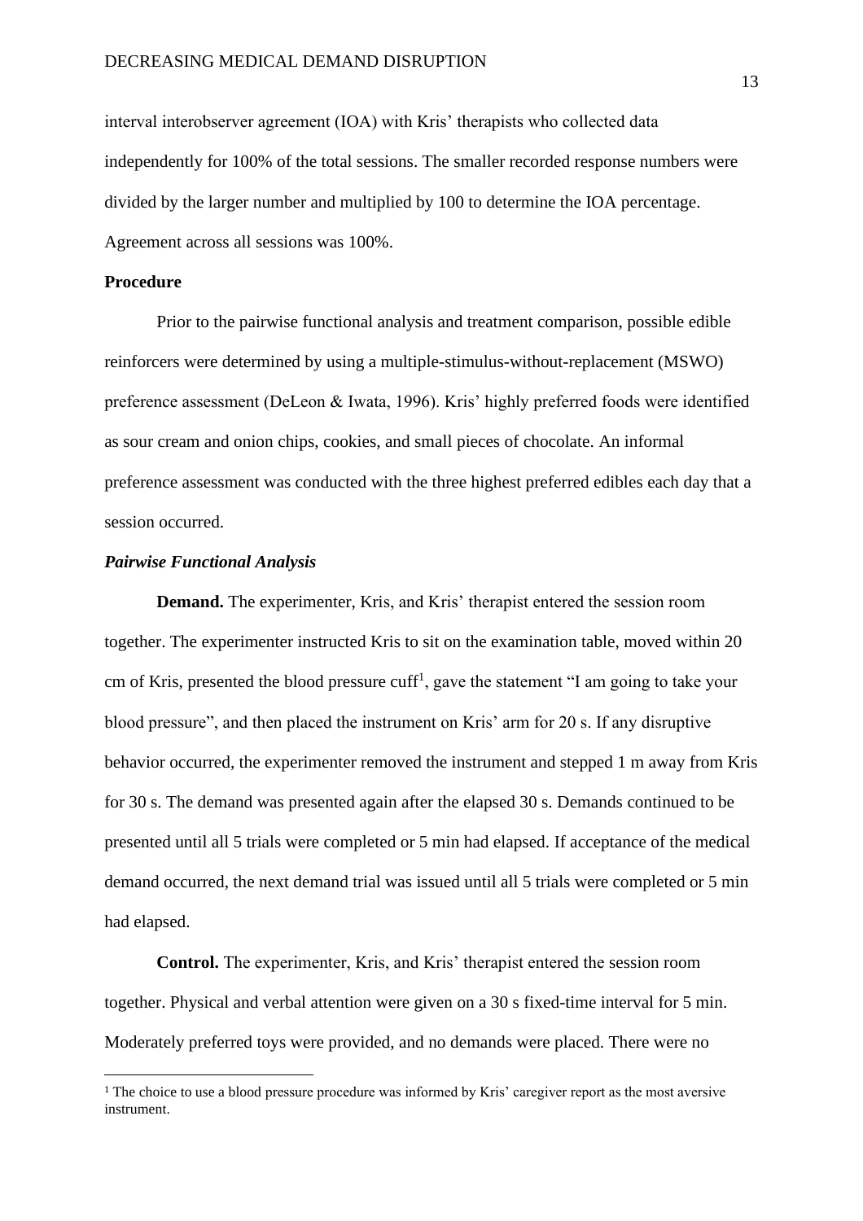interval interobserver agreement (IOA) with Kris' therapists who collected data independently for 100% of the total sessions. The smaller recorded response numbers were divided by the larger number and multiplied by 100 to determine the IOA percentage. Agreement across all sessions was 100%.

## Procedure

Prior to the pairwise functional analysis and treatment comparison, possible edible reinforcers were determined by using a multiple-stimulus-without-replacement (MSWO) preference assessment (DeLeon & Iwata, 1996). Kris' highly preferred foods were identified as sour cream and onion chips, cookies, and small pieces of chocolate. An informal preference assessment was conducted with the three highest preferred edibles each day that a session occurred.

### *Pairwise Functional Analysis*

**Demand.** The experimenter, Kris, and Kris' therapist entered the session room together. The experimenter instructed Kris to sit on the examination table, moved within 20 cm of Kris, presented the blood pressure cuff[1], gave the statement "I am going to take your blood pressure", and then placed the instrument on Kris' arm for 20 s. If any disruptive behavior occurred, the experimenter removed the instrument and stepped 1 m away from Kris for 30 s. The demand was presented again after the elapsed 30 s. Demands continued to be presented until all 5 trials were completed or 5 min had elapsed. If acceptance of the medical demand occurred, the next demand trial was issued until all 5 trials were completed or 5 min had elapsed.

**Control.** The experimenter, Kris, and Kris' therapist entered the session room together. Physical and verbal attention were given on a 30 s fixed-time interval for 5 min. Moderately preferred toys were provided, and no demands were placed. There were no

[1] The choice to use a blood pressure procedure was informed by Kris' caregiver report as the most aversive instrument.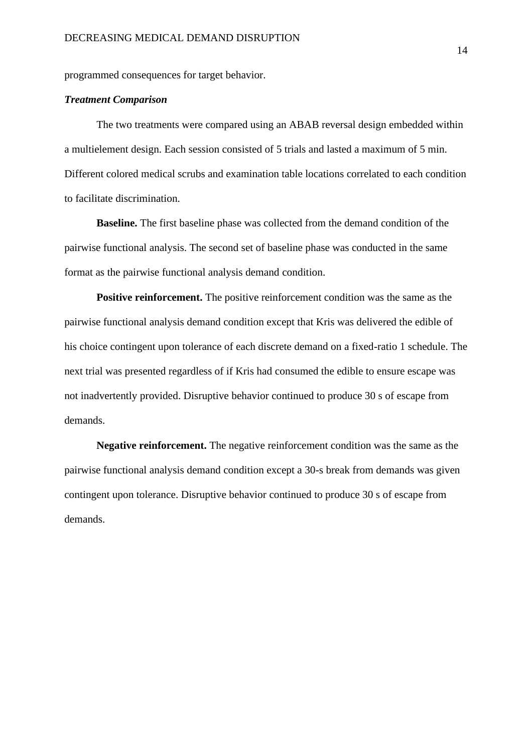programmed consequences for target behavior.

### ***Treatment Comparison***

The two treatments were compared using an ABAB reversal design embedded within a multielement design. Each session consisted of 5 trials and lasted a maximum of 5 min. Different colored medical scrubs and examination table locations correlated to each condition to facilitate discrimination.

**Baseline.** The first baseline phase was collected from the demand condition of the pairwise functional analysis. The second set of baseline phase was conducted in the same format as the pairwise functional analysis demand condition.

**Positive reinforcement.** The positive reinforcement condition was the same as the pairwise functional analysis demand condition except that Kris was delivered the edible of his choice contingent upon tolerance of each discrete demand on a fixed-ratio 1 schedule. The next trial was presented regardless of if Kris had consumed the edible to ensure escape was not inadvertently provided. Disruptive behavior continued to produce 30 s of escape from demands.

**Negative reinforcement.** The negative reinforcement condition was the same as the pairwise functional analysis demand condition except a 30-s break from demands was given contingent upon tolerance. Disruptive behavior continued to produce 30 s of escape from demands.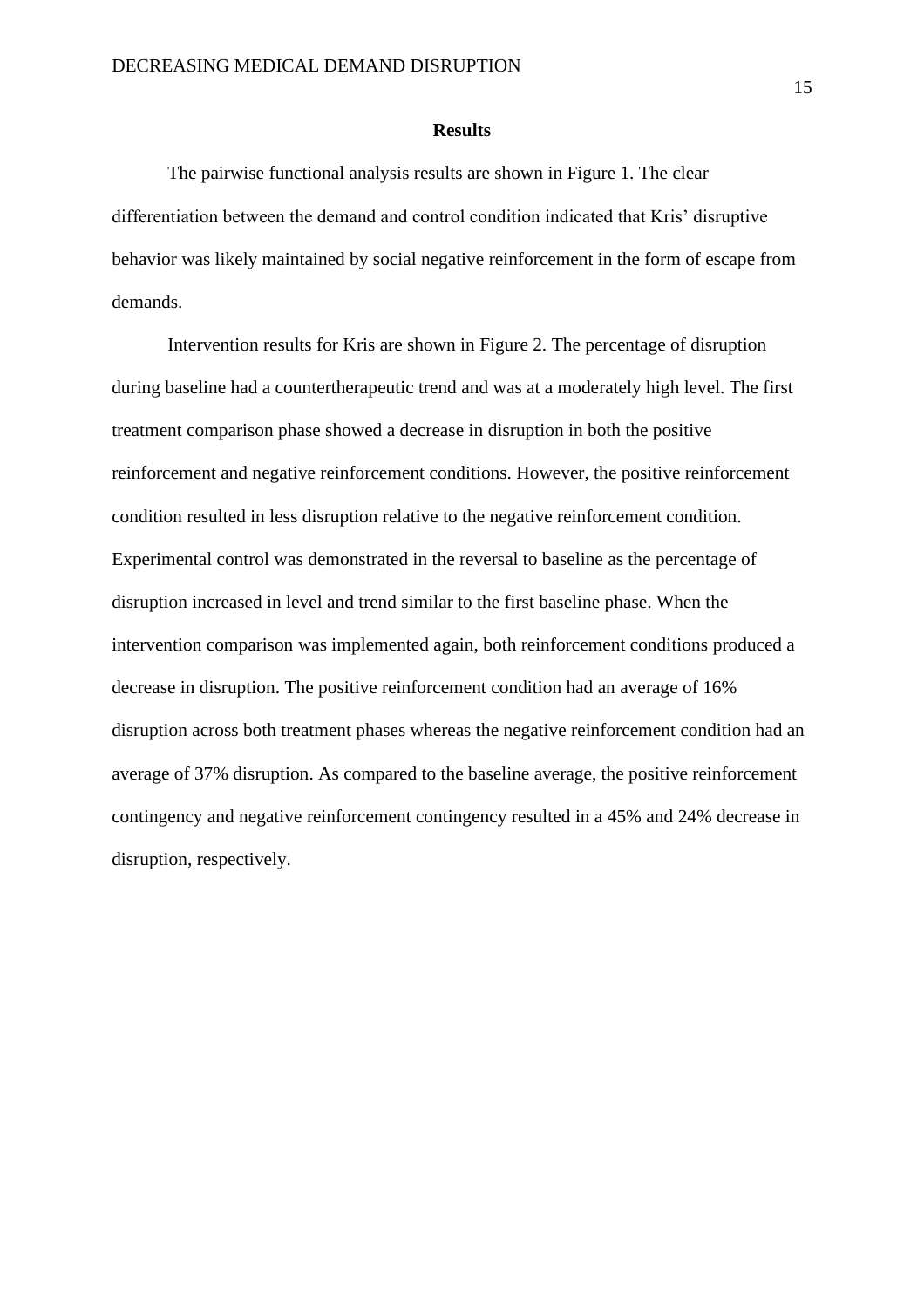## Results

The pairwise functional analysis results are shown in Figure 1. The clear differentiation between the demand and control condition indicated that Kris' disruptive behavior was likely maintained by social negative reinforcement in the form of escape from demands.

Intervention results for Kris are shown in Figure 2. The percentage of disruption during baseline had a countertherapeutic trend and was at a moderately high level. The first treatment comparison phase showed a decrease in disruption in both the positive reinforcement and negative reinforcement conditions. However, the positive reinforcement condition resulted in less disruption relative to the negative reinforcement condition. Experimental control was demonstrated in the reversal to baseline as the percentage of disruption increased in level and trend similar to the first baseline phase. When the intervention comparison was implemented again, both reinforcement conditions produced a decrease in disruption. The positive reinforcement condition had an average of 16% disruption across both treatment phases whereas the negative reinforcement condition had an average of 37% disruption. As compared to the baseline average, the positive reinforcement contingency and negative reinforcement contingency resulted in a 45% and 24% decrease in disruption, respectively.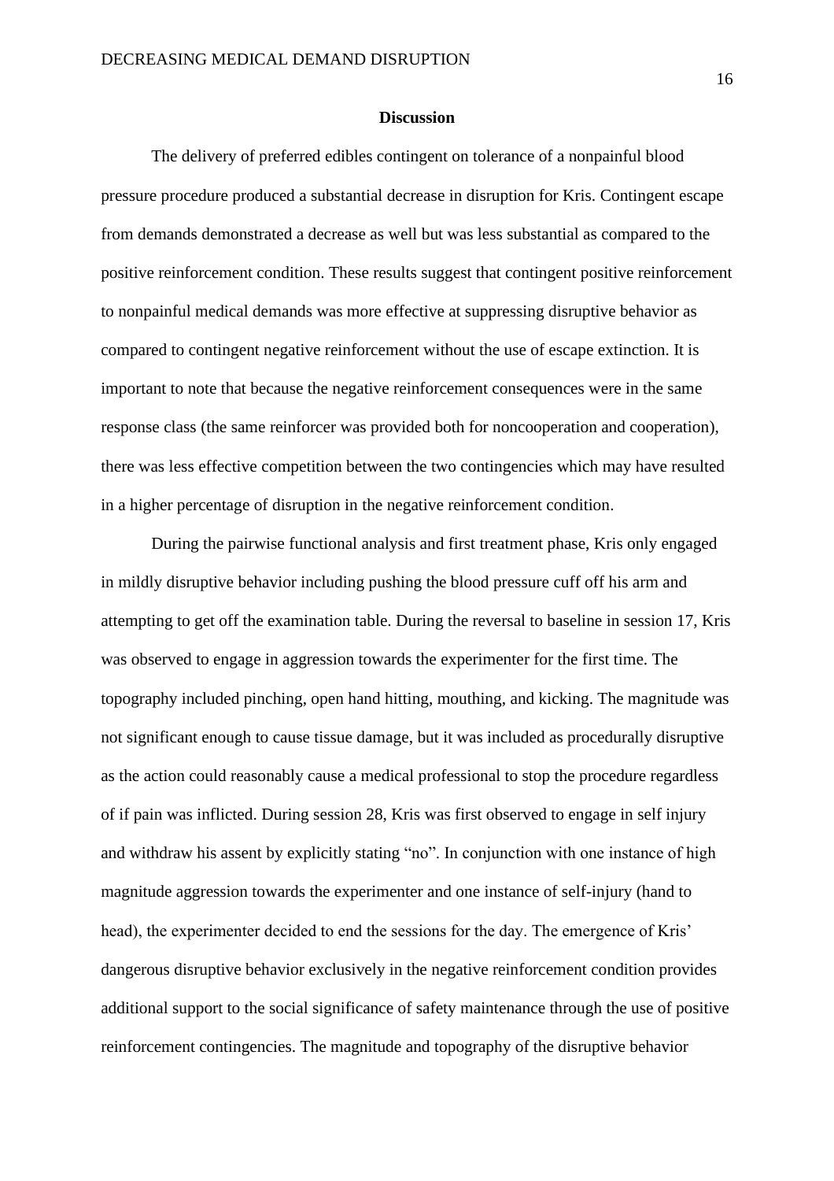## Discussion

The delivery of preferred edibles contingent on tolerance of a nonpainful blood pressure procedure produced a substantial decrease in disruption for Kris. Contingent escape from demands demonstrated a decrease as well but was less substantial as compared to the positive reinforcement condition. These results suggest that contingent positive reinforcement to nonpainful medical demands was more effective at suppressing disruptive behavior as compared to contingent negative reinforcement without the use of escape extinction. It is important to note that because the negative reinforcement consequences were in the same response class (the same reinforcer was provided both for noncooperation and cooperation), there was less effective competition between the two contingencies which may have resulted in a higher percentage of disruption in the negative reinforcement condition.

During the pairwise functional analysis and first treatment phase, Kris only engaged in mildly disruptive behavior including pushing the blood pressure cuff off his arm and attempting to get off the examination table. During the reversal to baseline in session 17, Kris was observed to engage in aggression towards the experimenter for the first time. The topography included pinching, open hand hitting, mouthing, and kicking. The magnitude was not significant enough to cause tissue damage, but it was included as procedurally disruptive as the action could reasonably cause a medical professional to stop the procedure regardless of if pain was inflicted. During session 28, Kris was first observed to engage in self injury and withdraw his assent by explicitly stating "no". In conjunction with one instance of high magnitude aggression towards the experimenter and one instance of self-injury (hand to head), the experimenter decided to end the sessions for the day. The emergence of Kris' dangerous disruptive behavior exclusively in the negative reinforcement condition provides additional support to the social significance of safety maintenance through the use of positive reinforcement contingencies. The magnitude and topography of the disruptive behavior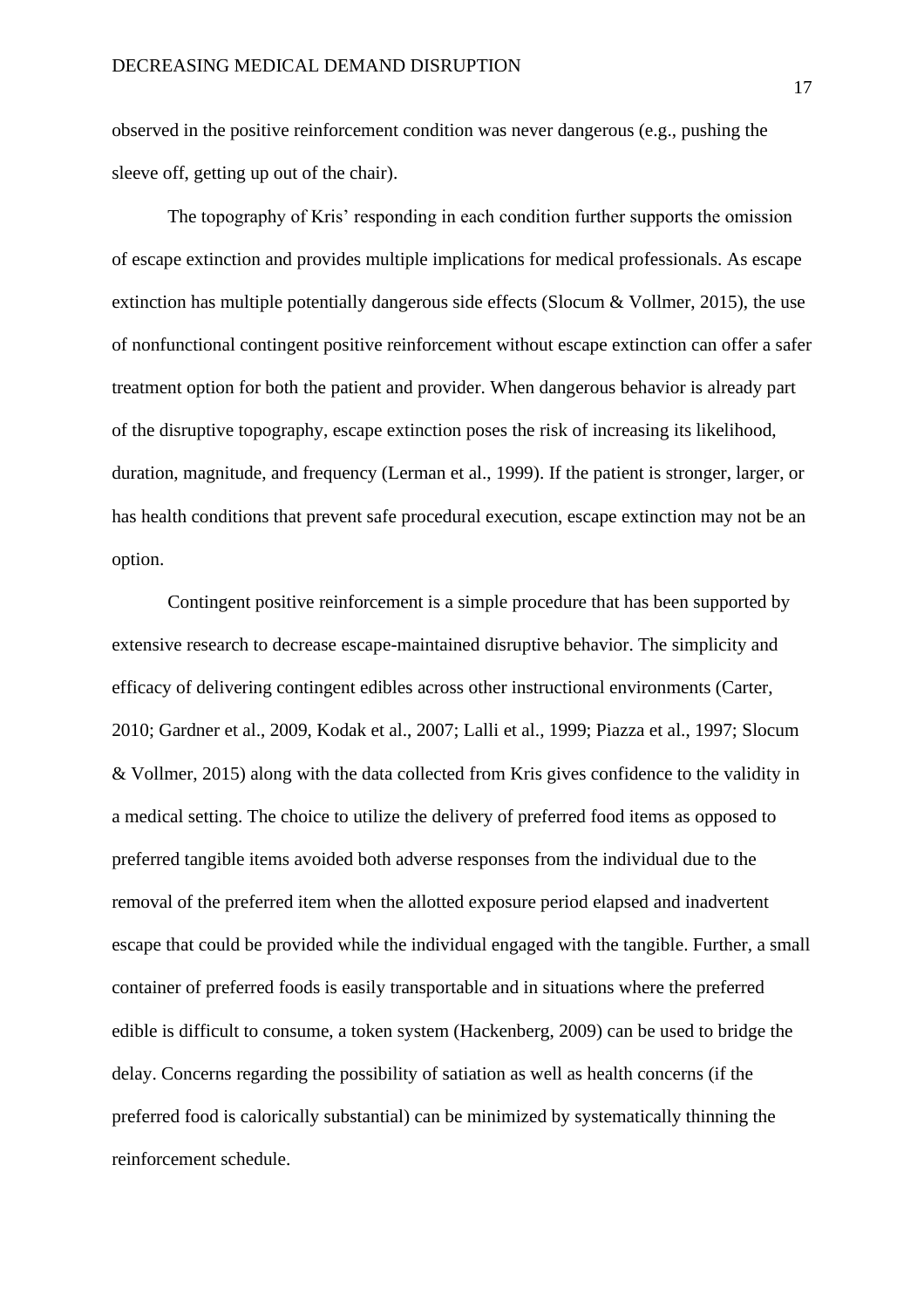observed in the positive reinforcement condition was never dangerous (e.g., pushing the sleeve off, getting up out of the chair).

The topography of Kris' responding in each condition further supports the omission of escape extinction and provides multiple implications for medical professionals. As escape extinction has multiple potentially dangerous side effects (Slocum & Vollmer, 2015), the use of nonfunctional contingent positive reinforcement without escape extinction can offer a safer treatment option for both the patient and provider. When dangerous behavior is already part of the disruptive topography, escape extinction poses the risk of increasing its likelihood, duration, magnitude, and frequency (Lerman et al., 1999). If the patient is stronger, larger, or has health conditions that prevent safe procedural execution, escape extinction may not be an option.

Contingent positive reinforcement is a simple procedure that has been supported by extensive research to decrease escape-maintained disruptive behavior. The simplicity and efficacy of delivering contingent edibles across other instructional environments (Carter, 2010; Gardner et al., 2009, Kodak et al., 2007; Lalli et al., 1999; Piazza et al., 1997; Slocum & Vollmer, 2015) along with the data collected from Kris gives confidence to the validity in a medical setting. The choice to utilize the delivery of preferred food items as opposed to preferred tangible items avoided both adverse responses from the individual due to the removal of the preferred item when the allotted exposure period elapsed and inadvertent escape that could be provided while the individual engaged with the tangible. Further, a small container of preferred foods is easily transportable and in situations where the preferred edible is difficult to consume, a token system (Hackenberg, 2009) can be used to bridge the delay. Concerns regarding the possibility of satiation as well as health concerns (if the preferred food is calorically substantial) can be minimized by systematically thinning the reinforcement schedule.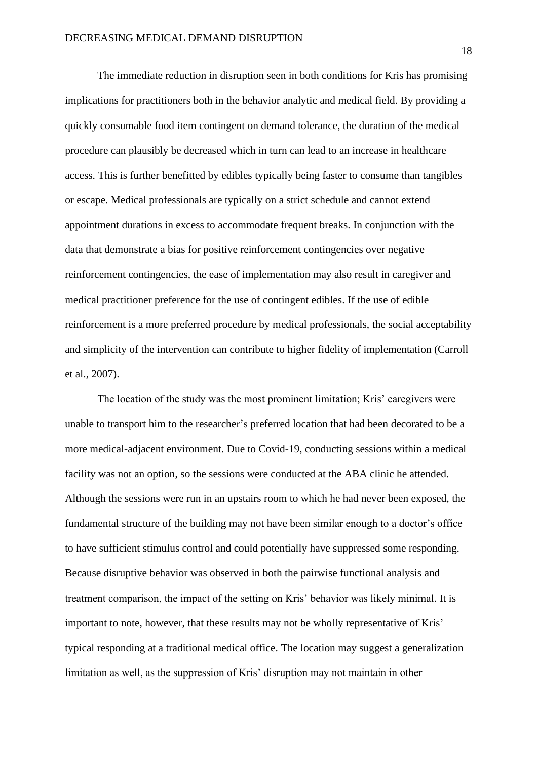The immediate reduction in disruption seen in both conditions for Kris has promising implications for practitioners both in the behavior analytic and medical field. By providing a quickly consumable food item contingent on demand tolerance, the duration of the medical procedure can plausibly be decreased which in turn can lead to an increase in healthcare access. This is further benefitted by edibles typically being faster to consume than tangibles or escape. Medical professionals are typically on a strict schedule and cannot extend appointment durations in excess to accommodate frequent breaks. In conjunction with the data that demonstrate a bias for positive reinforcement contingencies over negative reinforcement contingencies, the ease of implementation may also result in caregiver and medical practitioner preference for the use of contingent edibles. If the use of edible reinforcement is a more preferred procedure by medical professionals, the social acceptability and simplicity of the intervention can contribute to higher fidelity of implementation (Carroll et al., 2007).

The location of the study was the most prominent limitation; Kris' caregivers were unable to transport him to the researcher's preferred location that had been decorated to be a more medical-adjacent environment. Due to Covid-19, conducting sessions within a medical facility was not an option, so the sessions were conducted at the ABA clinic he attended. Although the sessions were run in an upstairs room to which he had never been exposed, the fundamental structure of the building may not have been similar enough to a doctor's office to have sufficient stimulus control and could potentially have suppressed some responding. Because disruptive behavior was observed in both the pairwise functional analysis and treatment comparison, the impact of the setting on Kris' behavior was likely minimal. It is important to note, however, that these results may not be wholly representative of Kris' typical responding at a traditional medical office. The location may suggest a generalization limitation as well, as the suppression of Kris' disruption may not maintain in other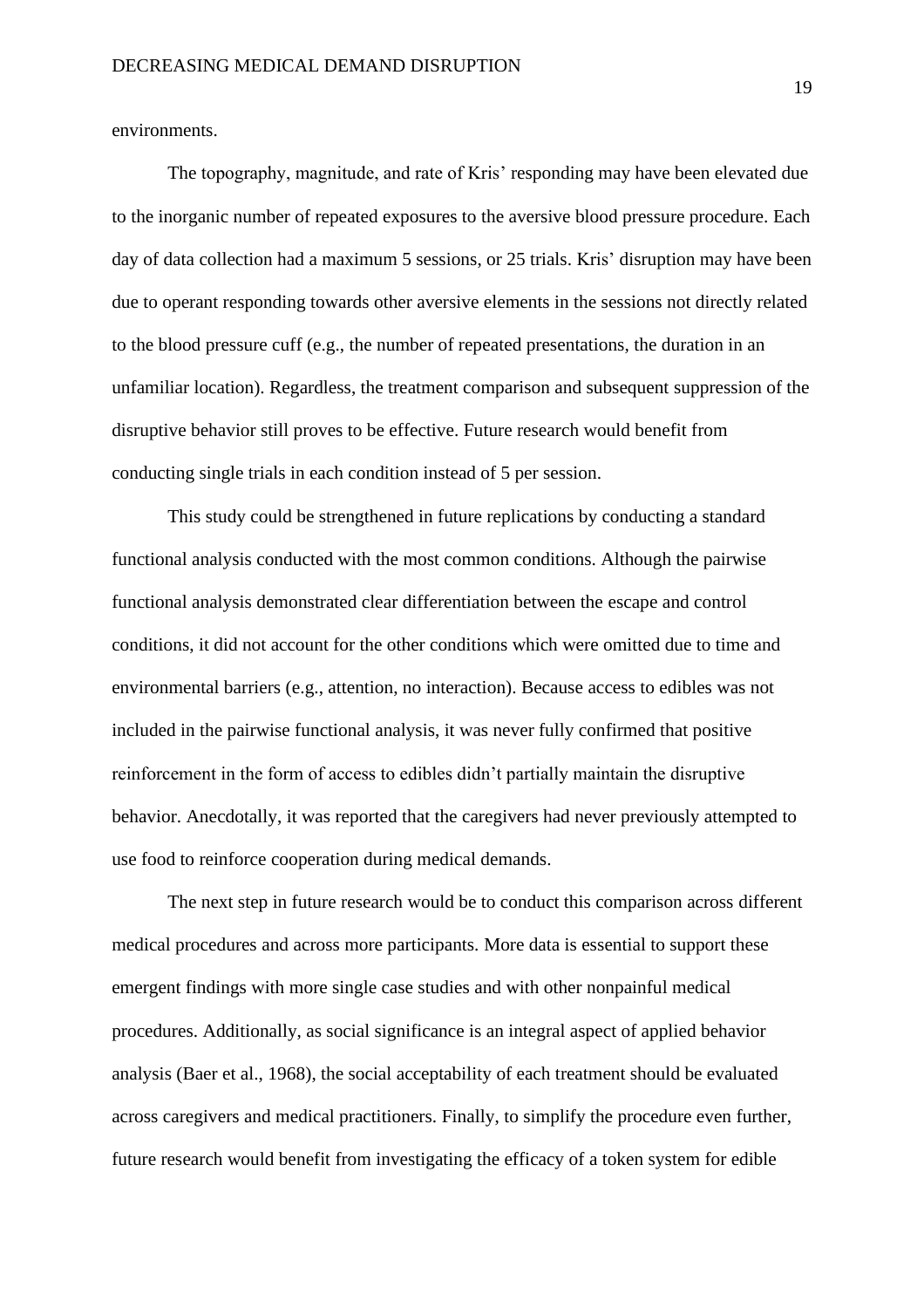environments.

The topography, magnitude, and rate of Kris' responding may have been elevated due to the inorganic number of repeated exposures to the aversive blood pressure procedure. Each day of data collection had a maximum 5 sessions, or 25 trials. Kris' disruption may have been due to operant responding towards other aversive elements in the sessions not directly related to the blood pressure cuff (e.g., the number of repeated presentations, the duration in an unfamiliar location). Regardless, the treatment comparison and subsequent suppression of the disruptive behavior still proves to be effective. Future research would benefit from conducting single trials in each condition instead of 5 per session.

This study could be strengthened in future replications by conducting a standard functional analysis conducted with the most common conditions. Although the pairwise functional analysis demonstrated clear differentiation between the escape and control conditions, it did not account for the other conditions which were omitted due to time and environmental barriers (e.g., attention, no interaction). Because access to edibles was not included in the pairwise functional analysis, it was never fully confirmed that positive reinforcement in the form of access to edibles didn't partially maintain the disruptive behavior. Anecdotally, it was reported that the caregivers had never previously attempted to use food to reinforce cooperation during medical demands.

The next step in future research would be to conduct this comparison across different medical procedures and across more participants. More data is essential to support these emergent findings with more single case studies and with other nonpainful medical procedures. Additionally, as social significance is an integral aspect of applied behavior analysis (Baer et al., 1968), the social acceptability of each treatment should be evaluated across caregivers and medical practitioners. Finally, to simplify the procedure even further, future research would benefit from investigating the efficacy of a token system for edible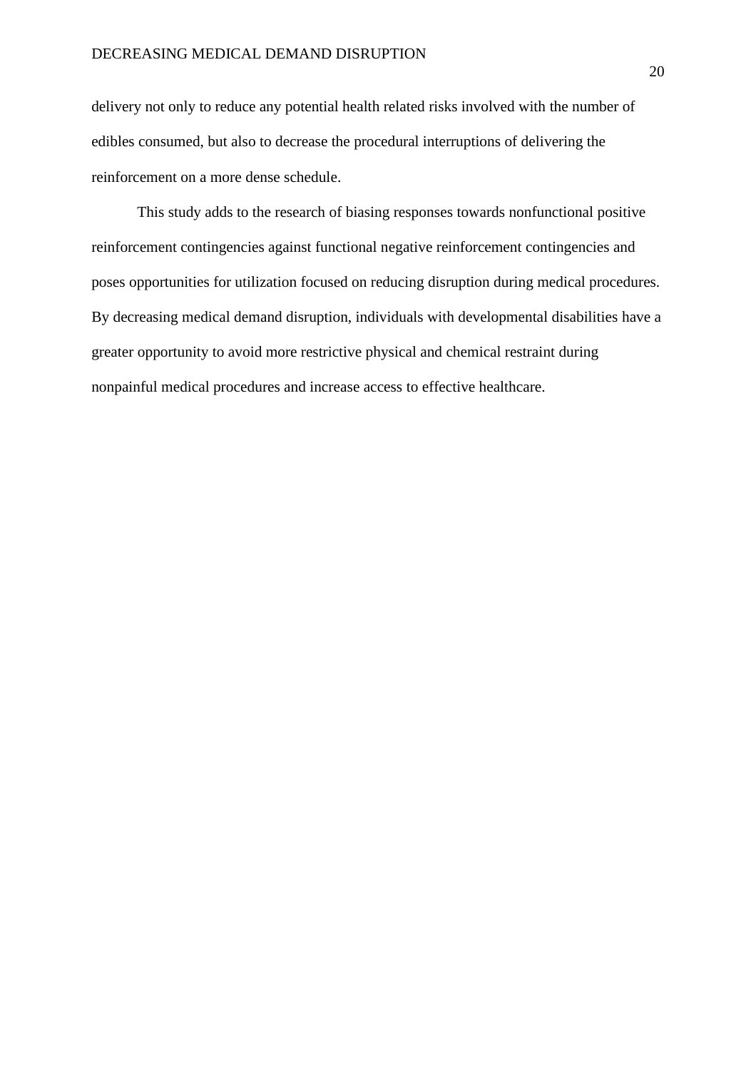delivery not only to reduce any potential health related risks involved with the number of edibles consumed, but also to decrease the procedural interruptions of delivering the reinforcement on a more dense schedule.

This study adds to the research of biasing responses towards nonfunctional positive reinforcement contingencies against functional negative reinforcement contingencies and poses opportunities for utilization focused on reducing disruption during medical procedures. By decreasing medical demand disruption, individuals with developmental disabilities have a greater opportunity to avoid more restrictive physical and chemical restraint during nonpainful medical procedures and increase access to effective healthcare.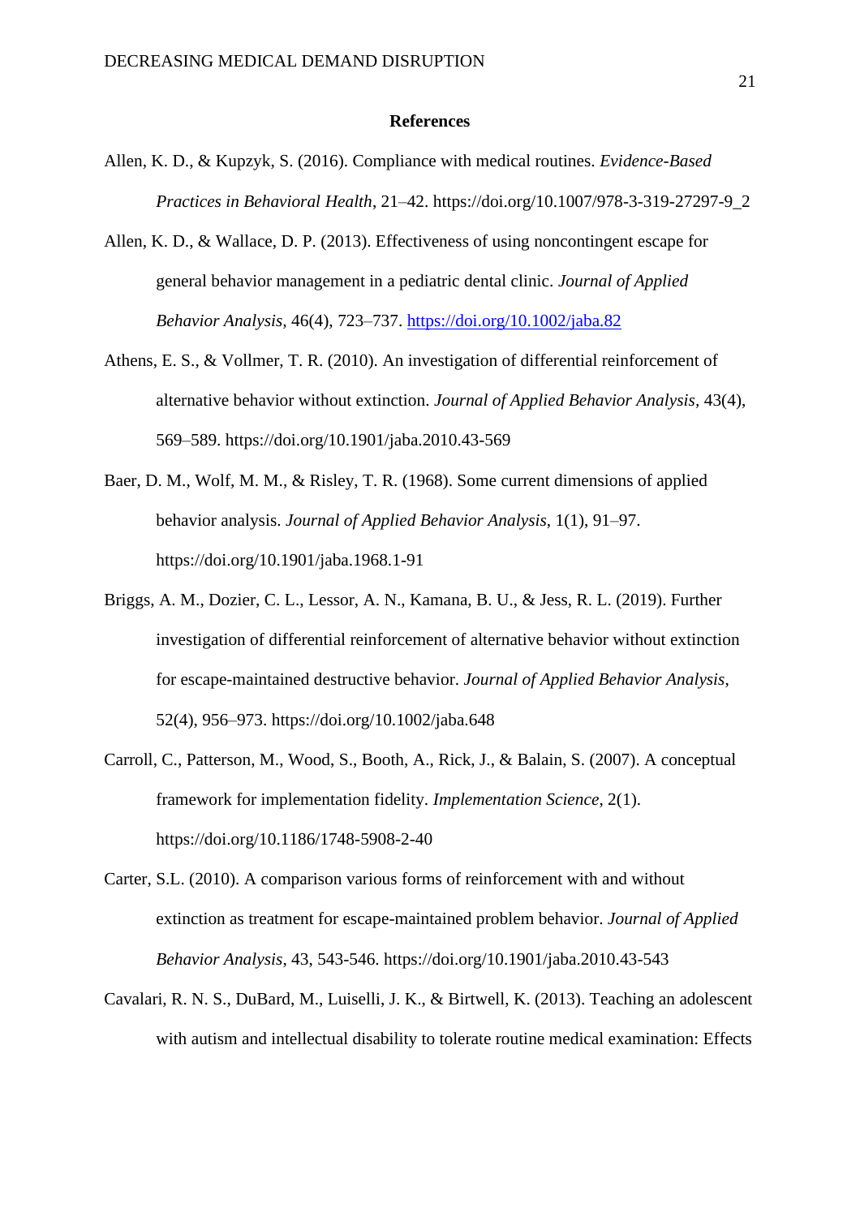## References

Allen, K. D., & Kupzyk, S. (2016). Compliance with medical routines. *Evidence-Based Practices in Behavioral Health*, 21–42. https://doi.org/10.1007/978-3-319-27297-9_2

Allen, K. D., & Wallace, D. P. (2013). Effectiveness of using noncontingent escape for general behavior management in a pediatric dental clinic. *Journal of Applied Behavior Analysis*, 46(4), 723–737. https://doi.org/10.1002/jaba.82

Athens, E. S., & Vollmer, T. R. (2010). An investigation of differential reinforcement of alternative behavior without extinction. *Journal of Applied Behavior Analysis*, 43(4), 569–589. https://doi.org/10.1901/jaba.2010.43-569

Baer, D. M., Wolf, M. M., & Risley, T. R. (1968). Some current dimensions of applied behavior analysis. *Journal of Applied Behavior Analysis*, 1(1), 91–97. https://doi.org/10.1901/jaba.1968.1-91

Briggs, A. M., Dozier, C. L., Lessor, A. N., Kamana, B. U., & Jess, R. L. (2019). Further investigation of differential reinforcement of alternative behavior without extinction for escape-maintained destructive behavior. *Journal of Applied Behavior Analysis*, 52(4), 956–973. https://doi.org/10.1002/jaba.648

Carroll, C., Patterson, M., Wood, S., Booth, A., Rick, J., & Balain, S. (2007). A conceptual framework for implementation fidelity. *Implementation Science*, 2(1). https://doi.org/10.1186/1748-5908-2-40

Carter, S.L. (2010). A comparison various forms of reinforcement with and without extinction as treatment for escape-maintained problem behavior. *Journal of Applied Behavior Analysis*, 43, 543-546. https://doi.org/10.1901/jaba.2010.43-543

Cavalari, R. N. S., DuBard, M., Luiselli, J. K., & Birtwell, K. (2013). Teaching an adolescent with autism and intellectual disability to tolerate routine medical examination: Effects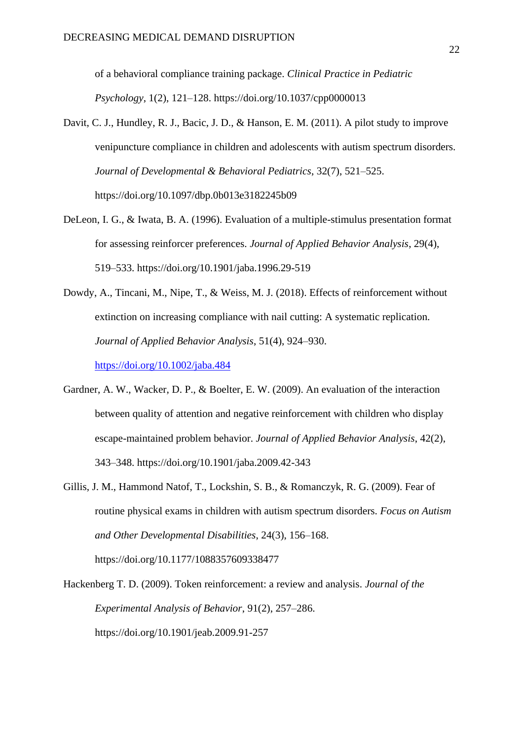of a behavioral compliance training package. *Clinical Practice in Pediatric Psychology*, 1(2), 121–128. https://doi.org/10.1037/cpp0000013

Davit, C. J., Hundley, R. J., Bacic, J. D., & Hanson, E. M. (2011). A pilot study to improve venipuncture compliance in children and adolescents with autism spectrum disorders. *Journal of Developmental & Behavioral Pediatrics*, 32(7), 521–525. https://doi.org/10.1097/dbp.0b013e3182245b09

DeLeon, I. G., & Iwata, B. A. (1996). Evaluation of a multiple-stimulus presentation format for assessing reinforcer preferences. *Journal of Applied Behavior Analysis*, 29(4), 519–533. https://doi.org/10.1901/jaba.1996.29-519

Dowdy, A., Tincani, M., Nipe, T., & Weiss, M. J. (2018). Effects of reinforcement without extinction on increasing compliance with nail cutting: A systematic replication. *Journal of Applied Behavior Analysis*, 51(4), 924–930. https://doi.org/10.1002/jaba.484

Gardner, A. W., Wacker, D. P., & Boelter, E. W. (2009). An evaluation of the interaction between quality of attention and negative reinforcement with children who display escape-maintained problem behavior. *Journal of Applied Behavior Analysis*, 42(2), 343–348. https://doi.org/10.1901/jaba.2009.42-343

Gillis, J. M., Hammond Natof, T., Lockshin, S. B., & Romanczyk, R. G. (2009). Fear of routine physical exams in children with autism spectrum disorders. *Focus on Autism and Other Developmental Disabilities*, 24(3), 156–168. https://doi.org/10.1177/1088357609338477

Hackenberg T. D. (2009). Token reinforcement: a review and analysis. *Journal of the Experimental Analysis of Behavior*, 91(2), 257–286. https://doi.org/10.1901/jeab.2009.91-257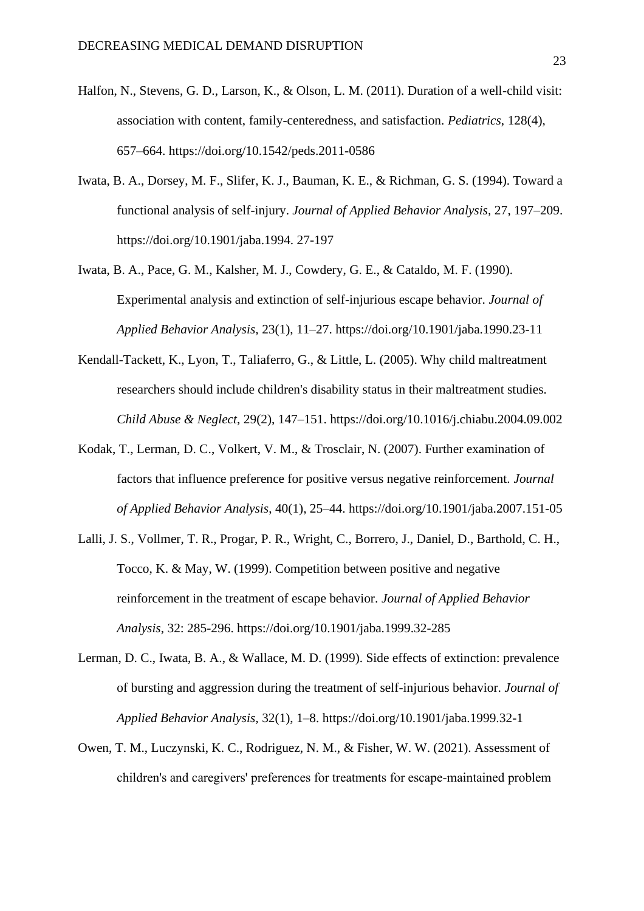Halfon, N., Stevens, G. D., Larson, K., & Olson, L. M. (2011). Duration of a well-child visit: association with content, family-centeredness, and satisfaction. *Pediatrics*, 128(4), 657–664. https://doi.org/10.1542/peds.2011-0586

Iwata, B. A., Dorsey, M. F., Slifer, K. J., Bauman, K. E., & Richman, G. S. (1994). Toward a functional analysis of self-injury. *Journal of Applied Behavior Analysis,* 27, 197–209. https://doi.org/10.1901/jaba.1994. 27-197

Iwata, B. A., Pace, G. M., Kalsher, M. J., Cowdery, G. E., & Cataldo, M. F. (1990). Experimental analysis and extinction of self-injurious escape behavior. *Journal of Applied Behavior Analysis*, 23(1), 11–27. https://doi.org/10.1901/jaba.1990.23-11

Kendall-Tackett, K., Lyon, T., Taliaferro, G., & Little, L. (2005). Why child maltreatment researchers should include children's disability status in their maltreatment studies. *Child Abuse & Neglect*, 29(2), 147–151. https://doi.org/10.1016/j.chiabu.2004.09.002

Kodak, T., Lerman, D. C., Volkert, V. M., & Trosclair, N. (2007). Further examination of factors that influence preference for positive versus negative reinforcement. *Journal of Applied Behavior Analysis*, 40(1), 25–44. https://doi.org/10.1901/jaba.2007.151-05

Lalli, J. S., Vollmer, T. R., Progar, P. R., Wright, C., Borrero, J., Daniel, D., Barthold, C. H., Tocco, K. & May, W. (1999). Competition between positive and negative reinforcement in the treatment of escape behavior. *Journal of Applied Behavior Analysis*, 32: 285-296. https://doi.org/10.1901/jaba.1999.32-285

Lerman, D. C., Iwata, B. A., & Wallace, M. D. (1999). Side effects of extinction: prevalence of bursting and aggression during the treatment of self-injurious behavior. *Journal of Applied Behavior Analysis*, 32(1), 1–8. https://doi.org/10.1901/jaba.1999.32-1

Owen, T. M., Luczynski, K. C., Rodriguez, N. M., & Fisher, W. W. (2021). Assessment of children's and caregivers' preferences for treatments for escape-maintained problem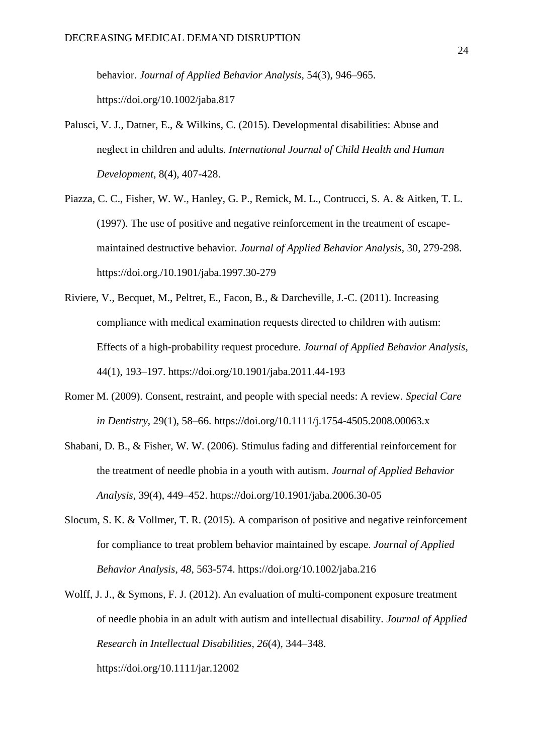behavior. *Journal of Applied Behavior Analysis*, 54(3), 946–965. https://doi.org/10.1002/jaba.817

Palusci, V. J., Datner, E., & Wilkins, C. (2015). Developmental disabilities: Abuse and neglect in children and adults. *International Journal of Child Health and Human Development*, 8(4), 407-428.

Piazza, C. C., Fisher, W. W., Hanley, G. P., Remick, M. L., Contrucci, S. A. & Aitken, T. L. (1997). The use of positive and negative reinforcement in the treatment of escape-maintained destructive behavior. *Journal of Applied Behavior Analysis,* 30, 279-298. https://doi.org./10.1901/jaba.1997.30-279

Riviere, V., Becquet, M., Peltret, E., Facon, B., & Darcheville, J.-C. (2011). Increasing compliance with medical examination requests directed to children with autism: Effects of a high-probability request procedure. *Journal of Applied Behavior Analysis*, 44(1), 193–197. https://doi.org/10.1901/jaba.2011.44-193

Romer M. (2009). Consent, restraint, and people with special needs: A review. *Special Care in Dentistry*, 29(1), 58–66. https://doi.org/10.1111/j.1754-4505.2008.00063.x

Shabani, D. B., & Fisher, W. W. (2006). Stimulus fading and differential reinforcement for the treatment of needle phobia in a youth with autism. *Journal of Applied Behavior Analysis*, 39(4), 449–452. https://doi.org/10.1901/jaba.2006.30-05

Slocum, S. K. & Vollmer, T. R. (2015). A comparison of positive and negative reinforcement for compliance to treat problem behavior maintained by escape. *Journal of Applied Behavior Analysis*, *48*, 563-574. https://doi.org/10.1002/jaba.216

Wolff, J. J., & Symons, F. J. (2012). An evaluation of multi-component exposure treatment of needle phobia in an adult with autism and intellectual disability. *Journal of Applied Research in Intellectual Disabilities*, *26*(4), 344–348. https://doi.org/10.1111/jar.12002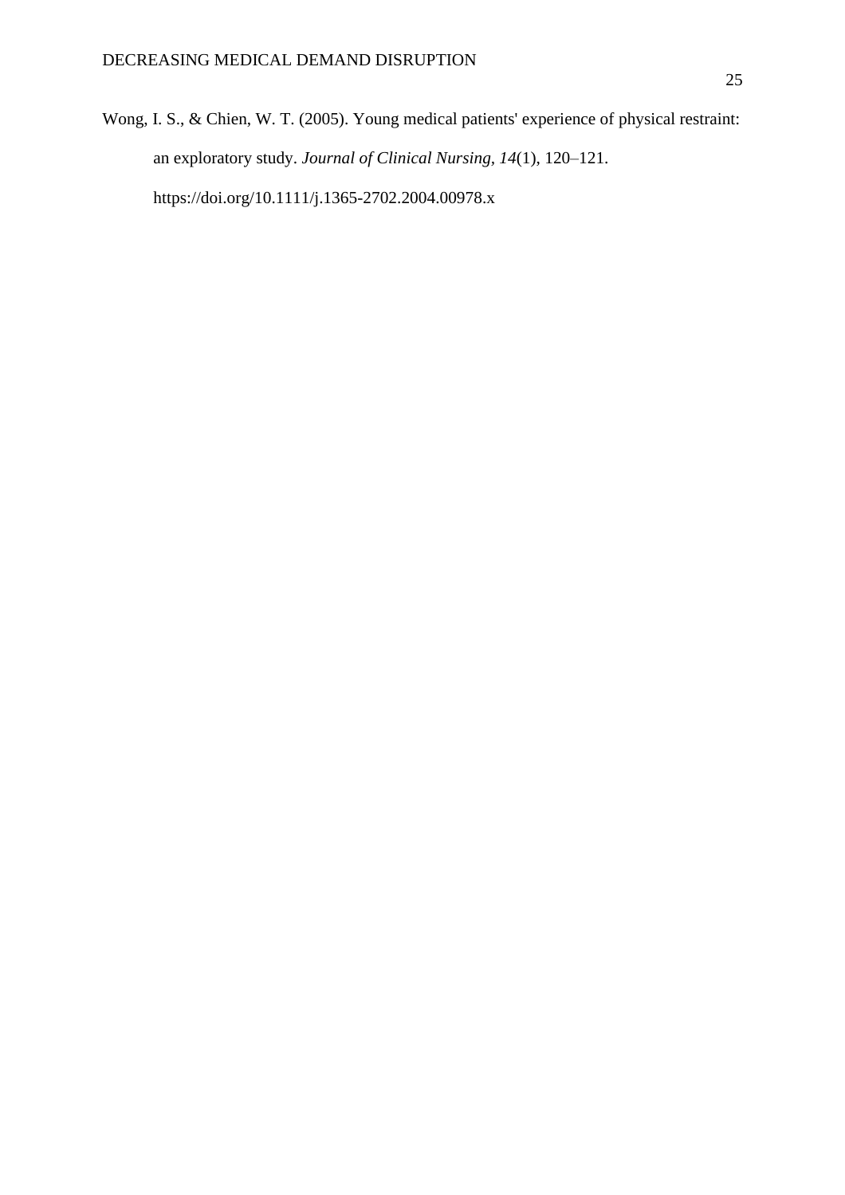Wong, I. S., & Chien, W. T. (2005). Young medical patients' experience of physical restraint: an exploratory study. *Journal of Clinical Nursing*, *14*(1), 120–121. https://doi.org/10.1111/j.1365-2702.2004.00978.x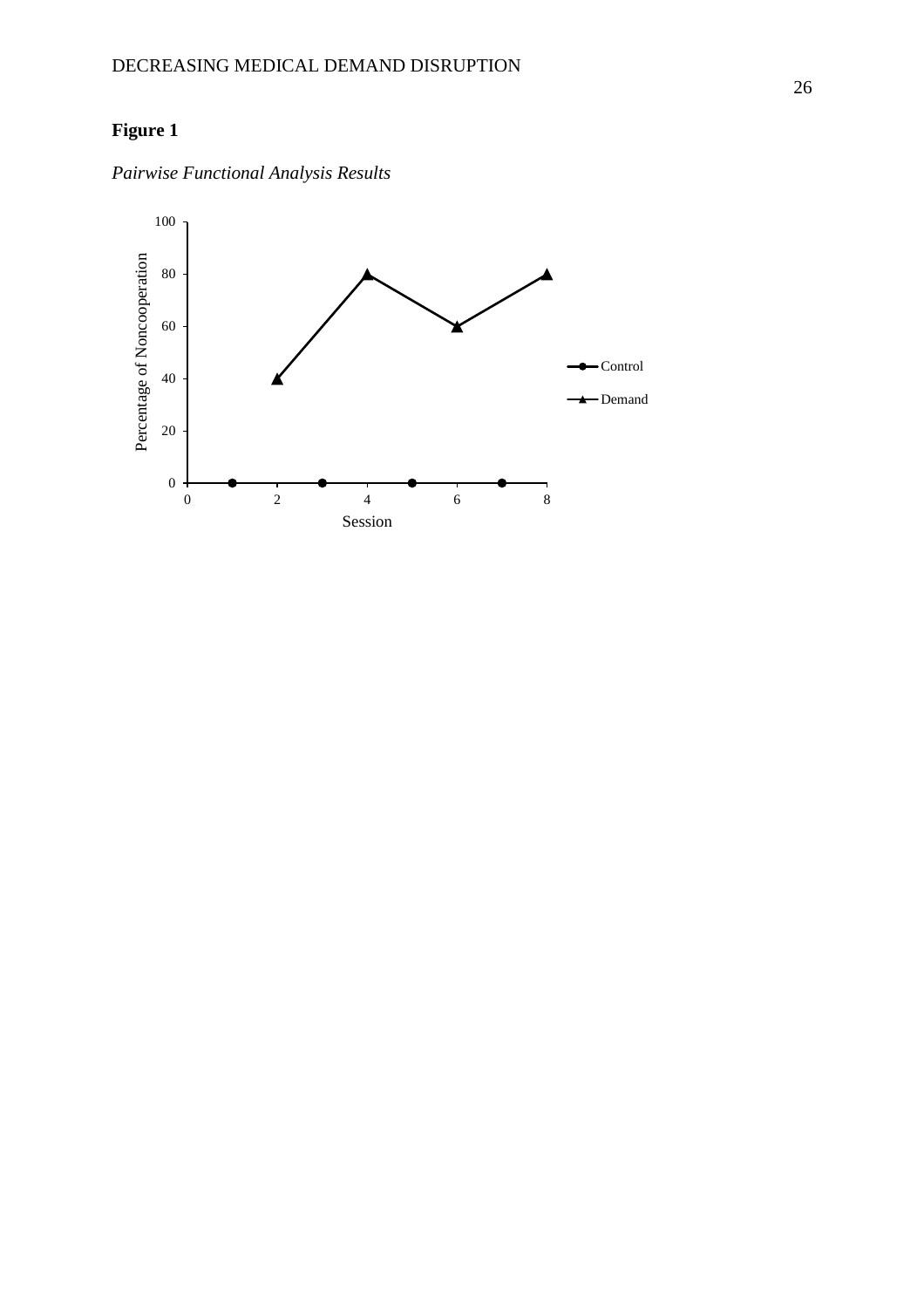**Figure 1**

*Pairwise Functional Analysis Results*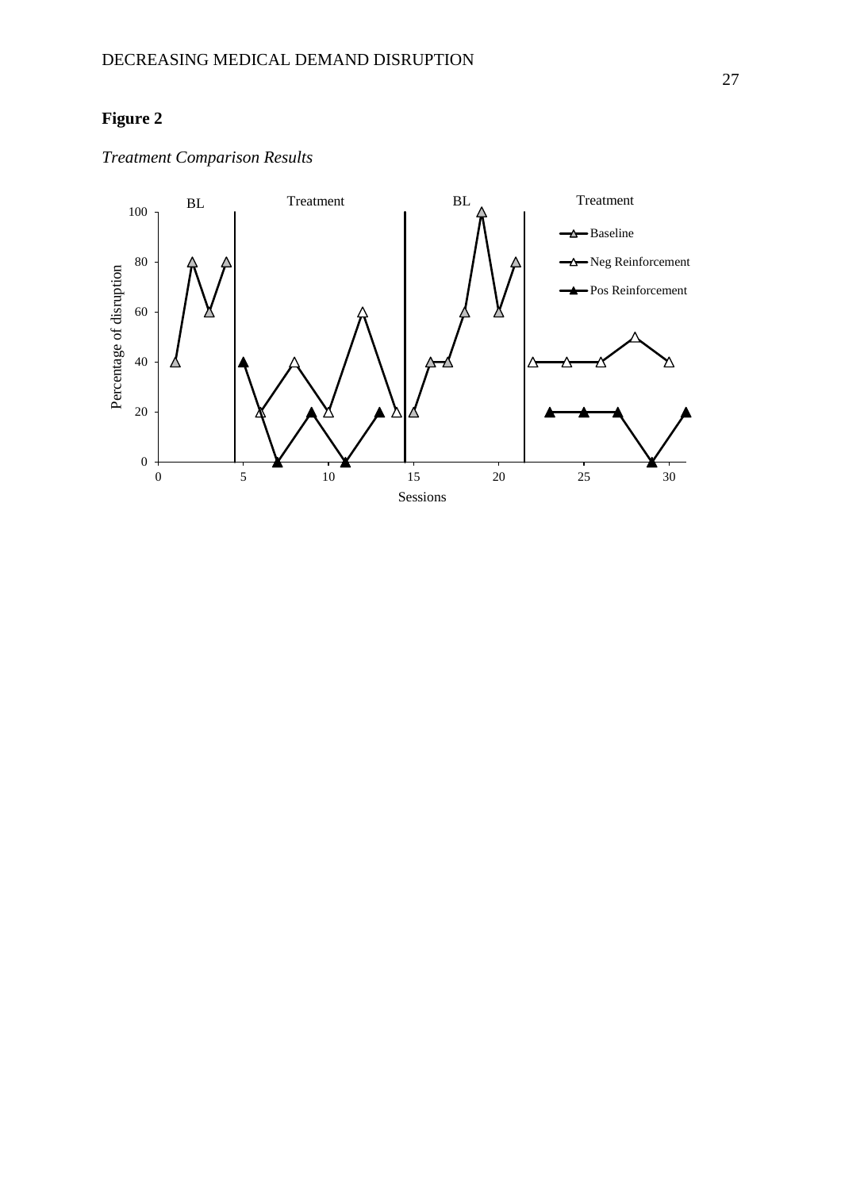**Figure 2**

*Treatment Comparison Results*

BL

Treatment

BL

Treatment

Baseline

Neg Reinforcement

Pos Reinforcement

Percentage of disruption

0

20

40

60

80

100

0

5

10

15

20

25

30

Sessions